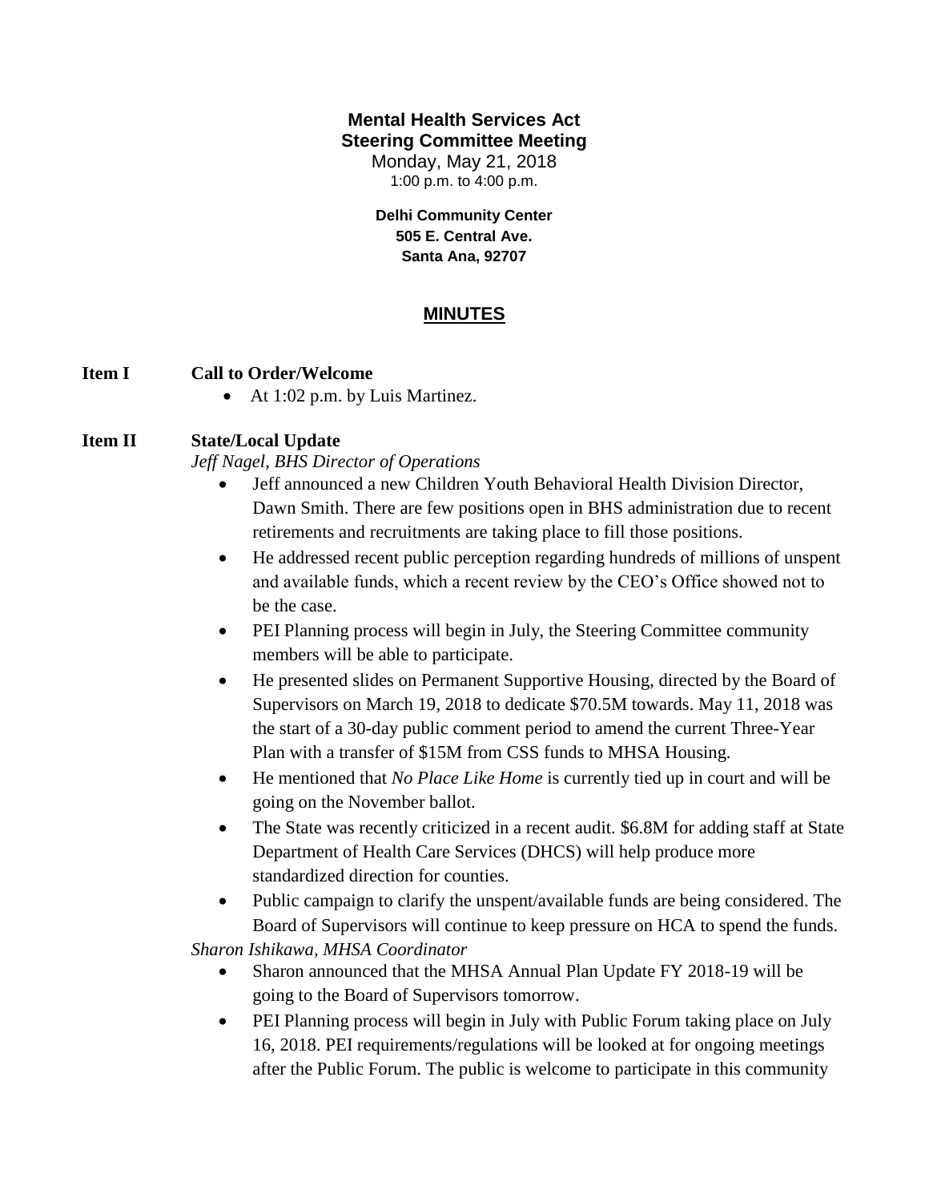**Mental Health Services Act**
**Steering Committee Meeting**
Monday, May 21, 2018
1:00 p.m. to 4:00 p.m.

**Delhi Community Center**
**505 E. Central Ave.**
**Santa Ana, 92707**

## MINUTES

**Item I Call to Order/Welcome**

- At 1:02 p.m. by Luis Martinez.

**Item II State/Local Update**

*Jeff Nagel, BHS Director of Operations*

- Jeff announced a new Children Youth Behavioral Health Division Director, Dawn Smith. There are few positions open in BHS administration due to recent retirements and recruitments are taking place to fill those positions.
- He addressed recent public perception regarding hundreds of millions of unspent and available funds, which a recent review by the CEO's Office showed not to be the case.
- PEI Planning process will begin in July, the Steering Committee community members will be able to participate.
- He presented slides on Permanent Supportive Housing, directed by the Board of Supervisors on March 19, 2018 to dedicate $70.5M towards. May 11, 2018 was the start of a 30-day public comment period to amend the current Three-Year Plan with a transfer of $15M from CSS funds to MHSA Housing.
- He mentioned that *No Place Like Home* is currently tied up in court and will be going on the November ballot.
- The State was recently criticized in a recent audit. $6.8M for adding staff at State Department of Health Care Services (DHCS) will help produce more standardized direction for counties.
- Public campaign to clarify the unspent/available funds are being considered. The Board of Supervisors will continue to keep pressure on HCA to spend the funds.

*Sharon Ishikawa, MHSA Coordinator*

- Sharon announced that the MHSA Annual Plan Update FY 2018-19 will be going to the Board of Supervisors tomorrow.
- PEI Planning process will begin in July with Public Forum taking place on July 16, 2018. PEI requirements/regulations will be looked at for ongoing meetings after the Public Forum. The public is welcome to participate in this community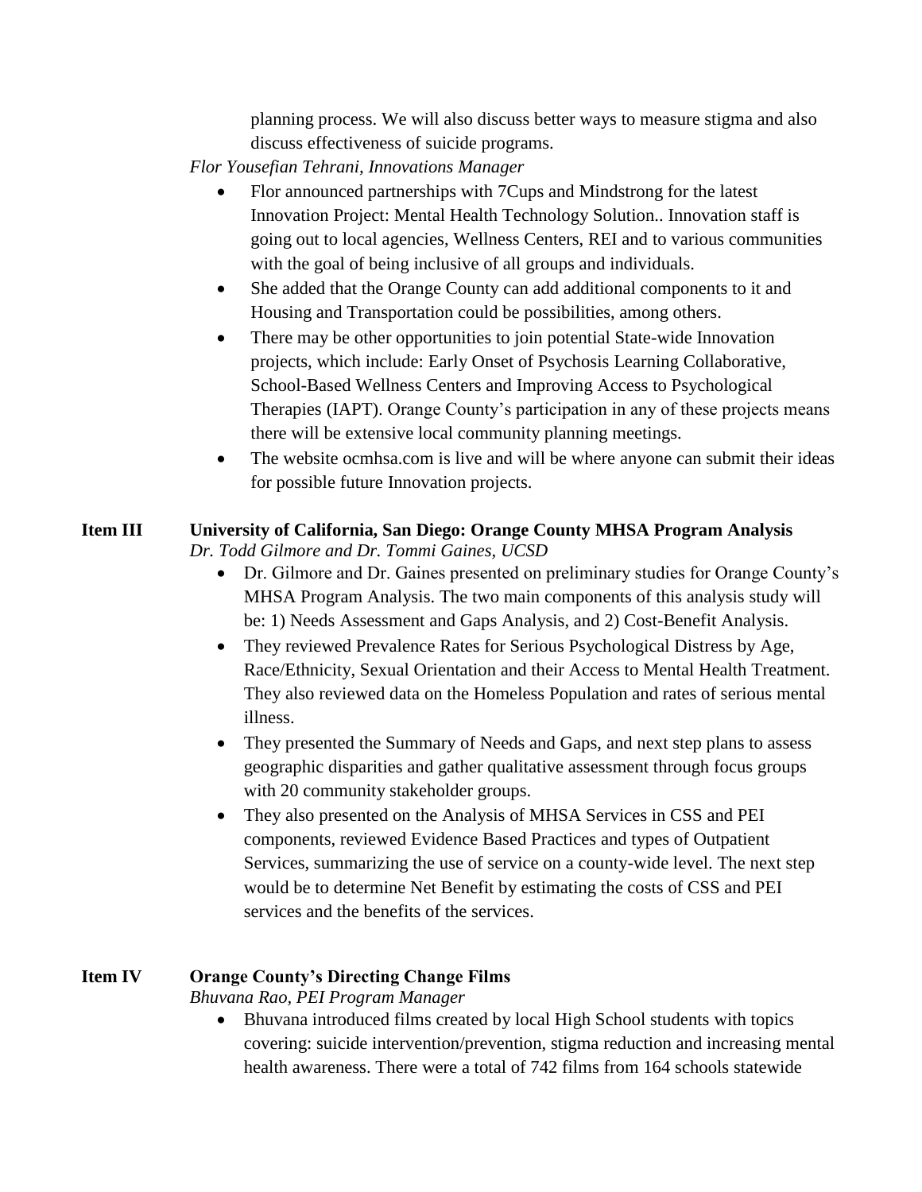planning process. We will also discuss better ways to measure stigma and also discuss effectiveness of suicide programs.

*Flor Yousefian Tehrani, Innovations Manager*

- Flor announced partnerships with 7Cups and Mindstrong for the latest Innovation Project: Mental Health Technology Solution.. Innovation staff is going out to local agencies, Wellness Centers, REI and to various communities with the goal of being inclusive of all groups and individuals.
- She added that the Orange County can add additional components to it and Housing and Transportation could be possibilities, among others.
- There may be other opportunities to join potential State-wide Innovation projects, which include: Early Onset of Psychosis Learning Collaborative, School-Based Wellness Centers and Improving Access to Psychological Therapies (IAPT). Orange County's participation in any of these projects means there will be extensive local community planning meetings.
- The website ocmhsa.com is live and will be where anyone can submit their ideas for possible future Innovation projects.

**Item III University of California, San Diego: Orange County MHSA Program Analysis**

*Dr. Todd Gilmore and Dr. Tommi Gaines, UCSD*

- Dr. Gilmore and Dr. Gaines presented on preliminary studies for Orange County's MHSA Program Analysis. The two main components of this analysis study will be: 1) Needs Assessment and Gaps Analysis, and 2) Cost-Benefit Analysis.
- They reviewed Prevalence Rates for Serious Psychological Distress by Age, Race/Ethnicity, Sexual Orientation and their Access to Mental Health Treatment. They also reviewed data on the Homeless Population and rates of serious mental illness.
- They presented the Summary of Needs and Gaps, and next step plans to assess geographic disparities and gather qualitative assessment through focus groups with 20 community stakeholder groups.
- They also presented on the Analysis of MHSA Services in CSS and PEI components, reviewed Evidence Based Practices and types of Outpatient Services, summarizing the use of service on a county-wide level. The next step would be to determine Net Benefit by estimating the costs of CSS and PEI services and the benefits of the services.

**Item IV Orange County's Directing Change Films**

*Bhuvana Rao, PEI Program Manager*

- Bhuvana introduced films created by local High School students with topics covering: suicide intervention/prevention, stigma reduction and increasing mental health awareness. There were a total of 742 films from 164 schools statewide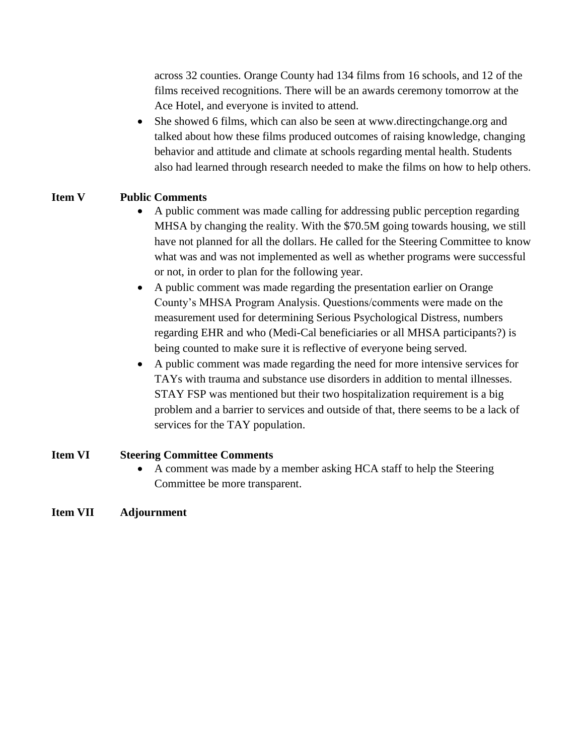across 32 counties. Orange County had 134 films from 16 schools, and 12 of the films received recognitions. There will be an awards ceremony tomorrow at the Ace Hotel, and everyone is invited to attend.

- She showed 6 films, which can also be seen at www.directingchange.org and talked about how these films produced outcomes of raising knowledge, changing behavior and attitude and climate at schools regarding mental health. Students also had learned through research needed to make the films on how to help others.

**Item V Public Comments**

- A public comment was made calling for addressing public perception regarding MHSA by changing the reality. With the $70.5M going towards housing, we still have not planned for all the dollars. He called for the Steering Committee to know what was and was not implemented as well as whether programs were successful or not, in order to plan for the following year.
- A public comment was made regarding the presentation earlier on Orange County's MHSA Program Analysis. Questions/comments were made on the measurement used for determining Serious Psychological Distress, numbers regarding EHR and who (Medi-Cal beneficiaries or all MHSA participants?) is being counted to make sure it is reflective of everyone being served.
- A public comment was made regarding the need for more intensive services for TAYs with trauma and substance use disorders in addition to mental illnesses. STAY FSP was mentioned but their two hospitalization requirement is a big problem and a barrier to services and outside of that, there seems to be a lack of services for the TAY population.

**Item VI Steering Committee Comments**

- A comment was made by a member asking HCA staff to help the Steering Committee be more transparent.

**Item VII Adjournment**